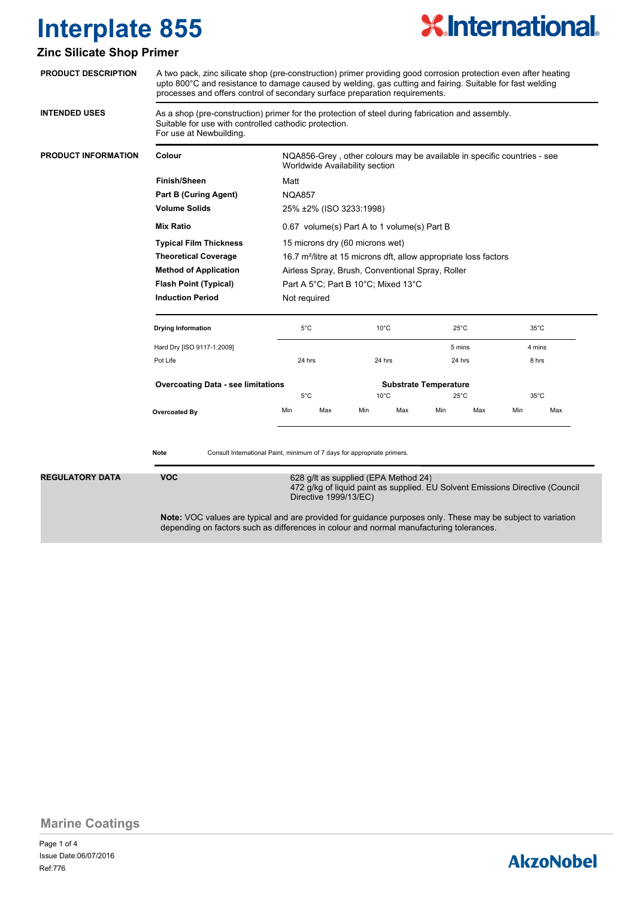# Interplate 855

## Zinc Silicate Shop Primer

**PRODUCT DESCRIPTION**

A two pack, zinc silicate shop (pre-construction) primer providing good corrosion protection even after heating upto 800°C and resistance to damage caused by welding, gas cutting and fairing. Suitable for fast welding processes and offers control of secondary surface preparation requirements.

**INTENDED USES**

As a shop (pre-construction) primer for the protection of steel during fabrication and assembly.
Suitable for use with controlled cathodic protection.
For use at Newbuilding.

**PRODUCT INFORMATION**

| | |
|---|---|
| **Colour** | NQA856-Grey , other colours may be available in specific countries - see Worldwide Availability section |
| **Finish/Sheen** | Matt |
| **Part B (Curing Agent)** | NQA857 |
| **Volume Solids** | 25% ±2% (ISO 3233:1998) |
| **Mix Ratio** | 0.67 volume(s) Part A to 1 volume(s) Part B |
| **Typical Film Thickness** | 15 microns dry (60 microns wet) |
| **Theoretical Coverage** | 16.7 m²/litre at 15 microns dft, allow appropriate loss factors |
| **Method of Application** | Airless Spray, Brush, Conventional Spray, Roller |
| **Flash Point (Typical)** | Part A 5°C; Part B 10°C; Mixed 13°C |
| **Induction Period** | Not required |

| Drying Information | 5°C | 10°C | 25°C | 35°C |
|---|---|---|---|---|
| Hard Dry [ISO 9117-1:2009] | | | 5 mins | 4 mins |
| Pot Life | 24 hrs | 24 hrs | 24 hrs | 8 hrs |

**Overcoating Data - see limitations**

| | Substrate Temperature | | | | | | | |
|---|---|---|---|---|---|---|---|---|
| | 5°C | | 10°C | | 25°C | | 35°C | |
| **Overcoated By** | Min | Max | Min | Max | Min | Max | Min | Max |

**Note** Consult International Paint, minimum of 7 days for appropriate primers.

**REGULATORY DATA**

**VOC**

628 g/lt as supplied (EPA Method 24)
472 g/kg of liquid paint as supplied. EU Solvent Emissions Directive (Council Directive 1999/13/EC)

**Note:** VOC values are typical and are provided for guidance purposes only. These may be subject to variation depending on factors such as differences in colour and normal manufacturing tolerances.

Marine Coatings

Issue Date:06/07/2016
Ref:776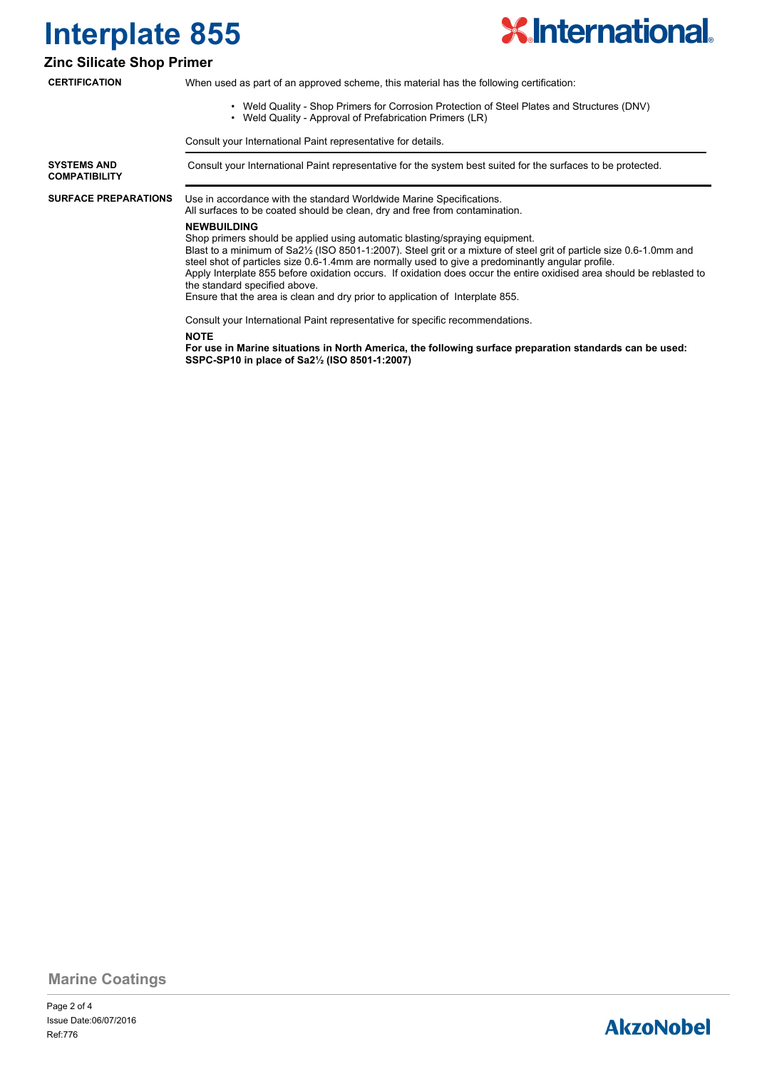# Interplate 855

## Zinc Silicate Shop Primer

**CERTIFICATION**

When used as part of an approved scheme, this material has the following certification:

- Weld Quality - Shop Primers for Corrosion Protection of Steel Plates and Structures (DNV)
- Weld Quality - Approval of Prefabrication Primers (LR)

Consult your International Paint representative for details.

**SYSTEMS AND COMPATIBILITY**

Consult your International Paint representative for the system best suited for the surfaces to be protected.

**SURFACE PREPARATIONS**

Use in accordance with the standard Worldwide Marine Specifications.
All surfaces to be coated should be clean, dry and free from contamination.

**NEWBUILDING**

Shop primers should be applied using automatic blasting/spraying equipment.
Blast to a minimum of Sa2½ (ISO 8501-1:2007). Steel grit or a mixture of steel grit of particle size 0.6-1.0mm and steel shot of particles size 0.6-1.4mm are normally used to give a predominantly angular profile.
Apply Interplate 855 before oxidation occurs. If oxidation does occur the entire oxidised area should be reblasted to the standard specified above.
Ensure that the area is clean and dry prior to application of Interplate 855.

Consult your International Paint representative for specific recommendations.

**NOTE**

**For use in Marine situations in North America, the following surface preparation standards can be used: SSPC-SP10 in place of Sa2½ (ISO 8501-1:2007)**

Marine Coatings

Issue Date:06/07/2016
Ref:776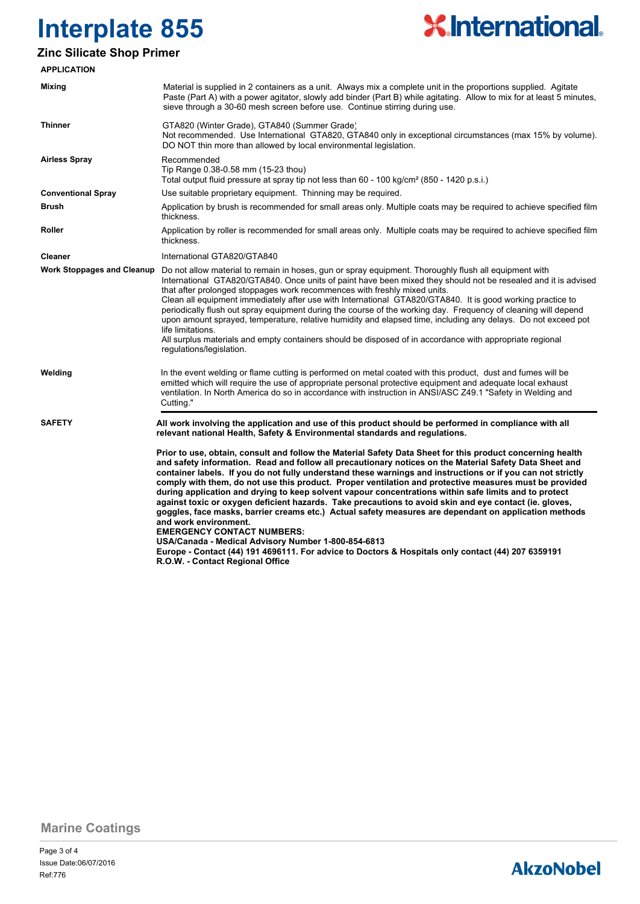# Interplate 855

## Zinc Silicate Shop Primer

### APPLICATION

| | |
|---|---|
| **Mixing** | Material is supplied in 2 containers as a unit. Always mix a complete unit in the proportions supplied. Agitate Paste (Part A) with a power agitator, slowly add binder (Part B) while agitating. Allow to mix for at least 5 minutes, sieve through a 30-60 mesh screen before use. Continue stirring during use. |
| **Thinner** | GTA820 (Winter Grade), GTA840 (Summer Grade) Not recommended. Use International GTA820, GTA840 only in exceptional circumstances (max 15% by volume). DO NOT thin more than allowed by local environmental legislation. |
| **Airless Spray** | Recommended Tip Range 0.38-0.58 mm (15-23 thou) Total output fluid pressure at spray tip not less than 60 - 100 kg/cm² (850 - 1420 p.s.i.) |
| **Conventional Spray** | Use suitable proprietary equipment. Thinning may be required. |
| **Brush** | Application by brush is recommended for small areas only. Multiple coats may be required to achieve specified film thickness. |
| **Roller** | Application by roller is recommended for small areas only. Multiple coats may be required to achieve specified film thickness. |
| **Cleaner** | International GTA820/GTA840 |
| **Work Stoppages and Cleanup** | Do not allow material to remain in hoses, gun or spray equipment. Thoroughly flush all equipment with International GTA820/GTA840. Once units of paint have been mixed they should not be resealed and it is advised that after prolonged stoppages work recommences with freshly mixed units. Clean all equipment immediately after use with International GTA820/GTA840. It is good working practice to periodically flush out spray equipment during the course of the working day. Frequency of cleaning will depend upon amount sprayed, temperature, relative humidity and elapsed time, including any delays. Do not exceed pot life limitations. All surplus materials and empty containers should be disposed of in accordance with appropriate regional regulations/legislation. |
| **Welding** | In the event welding or flame cutting is performed on metal coated with this product, dust and fumes will be emitted which will require the use of appropriate personal protective equipment and adequate local exhaust ventilation. In North America do so in accordance with instruction in ANSI/ASC Z49.1 "Safety in Welding and Cutting." |

### SAFETY

**All work involving the application and use of this product should be performed in compliance with all relevant national Health, Safety & Environmental standards and regulations.**

**Prior to use, obtain, consult and follow the Material Safety Data Sheet for this product concerning health and safety information. Read and follow all precautionary notices on the Material Safety Data Sheet and container labels. If you do not fully understand these warnings and instructions or if you can not strictly comply with them, do not use this product. Proper ventilation and protective measures must be provided during application and drying to keep solvent vapour concentrations within safe limits and to protect against toxic or oxygen deficient hazards. Take precautions to avoid skin and eye contact (ie. gloves, goggles, face masks, barrier creams etc.) Actual safety measures are dependant on application methods and work environment.**
**EMERGENCY CONTACT NUMBERS:**
**USA/Canada - Medical Advisory Number 1-800-854-6813**
**Europe - Contact (44) 191 4696111. For advice to Doctors & Hospitals only contact (44) 207 6359191**
**R.O.W. - Contact Regional Office**

Marine Coatings

Issue Date:06/07/2016
Ref:776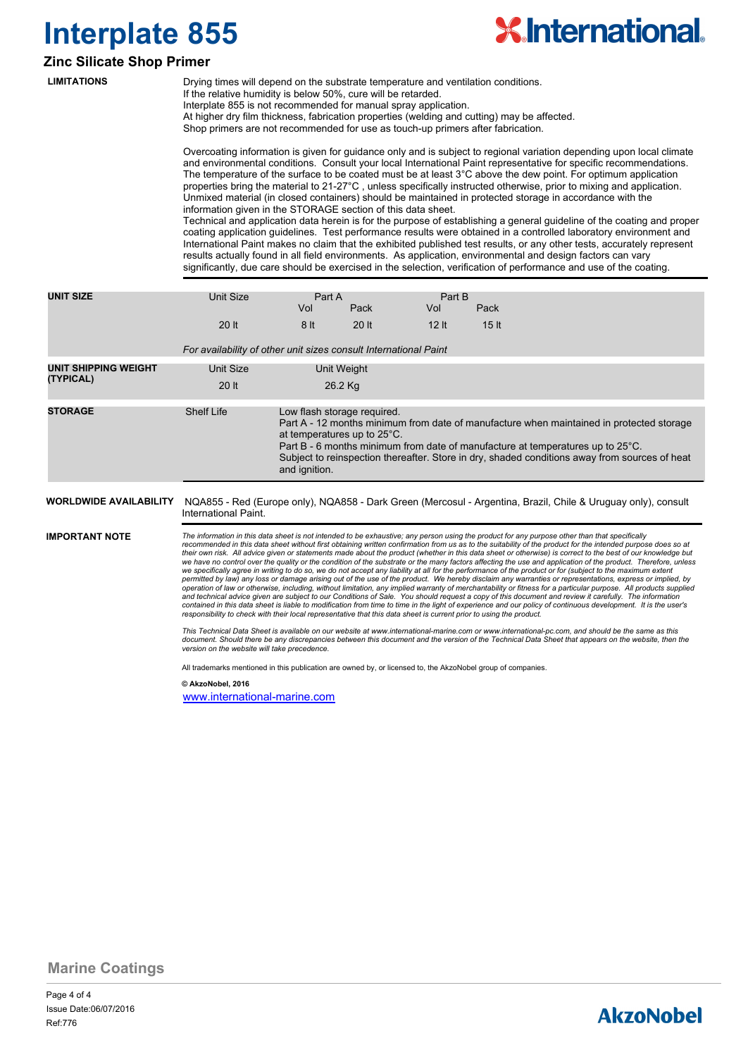# Interplate 855

## Zinc Silicate Shop Primer

**LIMITATIONS**

Drying times will depend on the substrate temperature and ventilation conditions.
If the relative humidity is below 50%, cure will be retarded.
Interplate 855 is not recommended for manual spray application.
At higher dry film thickness, fabrication properties (welding and cutting) may be affected.
Shop primers are not recommended for use as touch-up primers after fabrication.

Overcoating information is given for guidance only and is subject to regional variation depending upon local climate and environmental conditions. Consult your local International Paint representative for specific recommendations. The temperature of the surface to be coated must be at least 3°C above the dew point. For optimum application properties bring the material to 21-27°C , unless specifically instructed otherwise, prior to mixing and application. Unmixed material (in closed containers) should be maintained in protected storage in accordance with the information given in the STORAGE section of this data sheet.
Technical and application data herein is for the purpose of establishing a general guideline of the coating and proper coating application guidelines. Test performance results were obtained in a controlled laboratory environment and International Paint makes no claim that the exhibited published test results, or any other tests, accurately represent results actually found in all field environments. As application, environmental and design factors can vary significantly, due care should be exercised in the selection, verification of performance and use of the coating.

**UNIT SIZE**

| Unit Size | Part A | | Part B | |
|---|---|---|---|---|
| | Vol | Pack | Vol | Pack |
| 20 lt | 8 lt | 20 lt | 12 lt | 15 lt |

*For availability of other unit sizes consult International Paint*

**UNIT SHIPPING WEIGHT (TYPICAL)**

| Unit Size | Unit Weight |
|---|---|
| 20 lt | 26.2 Kg |

**STORAGE**

Shelf Life: Low flash storage required.
Part A - 12 months minimum from date of manufacture when maintained in protected storage at temperatures up to 25°C.
Part B - 6 months minimum from date of manufacture at temperatures up to 25°C.
Subject to reinspection thereafter. Store in dry, shaded conditions away from sources of heat and ignition.

**WORLDWIDE AVAILABILITY**

NQA855 - Red (Europe only), NQA858 - Dark Green (Mercosul - Argentina, Brazil, Chile & Uruguay only), consult International Paint.

**IMPORTANT NOTE**

*The information in this data sheet is not intended to be exhaustive; any person using the product for any purpose other than that specifically recommended in this data sheet without first obtaining written confirmation from us as to the suitability of the product for the intended purpose does so at their own risk. All advice given or statements made about the product (whether in this data sheet or otherwise) is correct to the best of our knowledge but we have no control over the quality or the condition of the substrate or the many factors affecting the use and application of the product. Therefore, unless we specifically agree in writing to do so, we do not accept any liability at all for the performance of the product or for (subject to the maximum extent permitted by law) any loss or damage arising out of the use of the product. We hereby disclaim any warranties or representations, express or implied, by operation of law or otherwise, including, without limitation, any implied warranty of merchantability or fitness for a particular purpose. All products supplied and technical advice given are subject to our Conditions of Sale. You should request a copy of this document and review it carefully. The information contained in this data sheet is liable to modification from time to time in the light of experience and our policy of continuous development. It is the user's responsibility to check with their local representative that this data sheet is current prior to using the product.*

*This Technical Data Sheet is available on our website at www.international-marine.com or www.international-pc.com, and should be the same as this document. Should there be any discrepancies between this document and the version of the Technical Data Sheet that appears on the website, then the version on the website will take precedence.*

All trademarks mentioned in this publication are owned by, or licensed to, the AkzoNobel group of companies.

**© AkzoNobel, 2016**

www.international-marine.com

Marine Coatings

Issue Date:06/07/2016
Ref:776